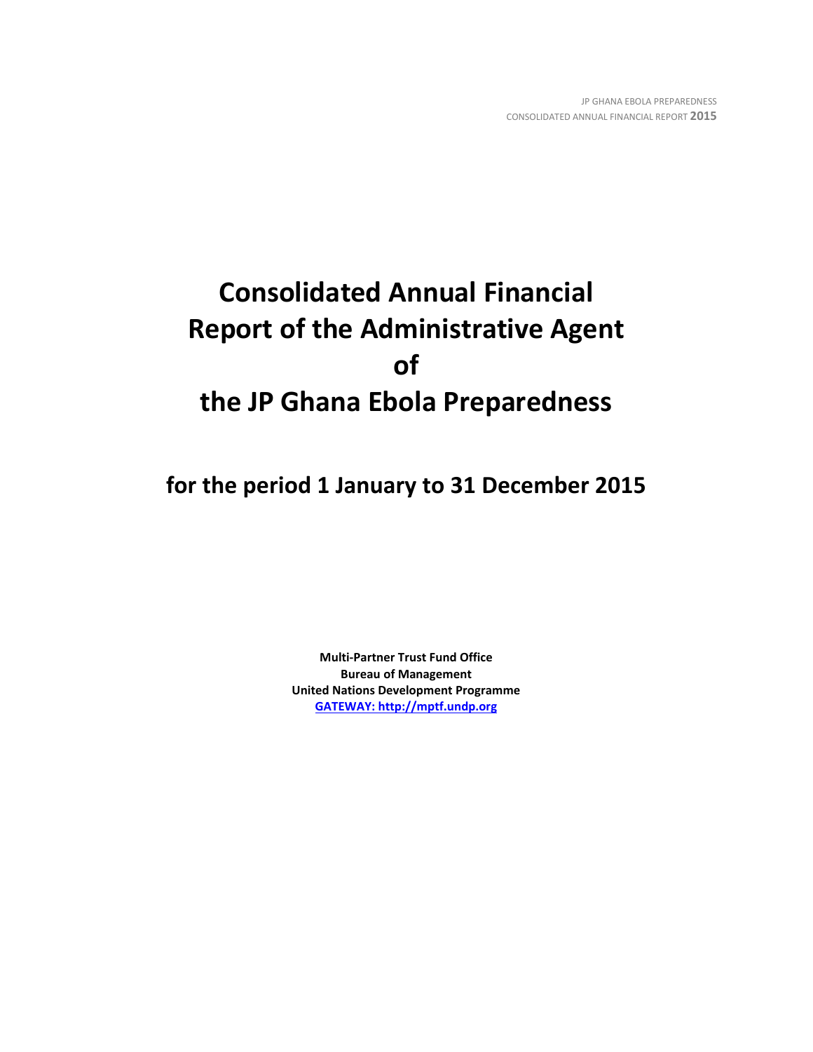# Consolidated Annual Financial Report of the Administrative Agent of the JP Ghana Ebola Preparedness

## for the period 1 January to 31 December 2015

**Multi-Partner Trust Fund Office**
**Bureau of Management**
**United Nations Development Programme**
**[GATEWAY: http://mptf.undp.org](http://mptf.undp.org)**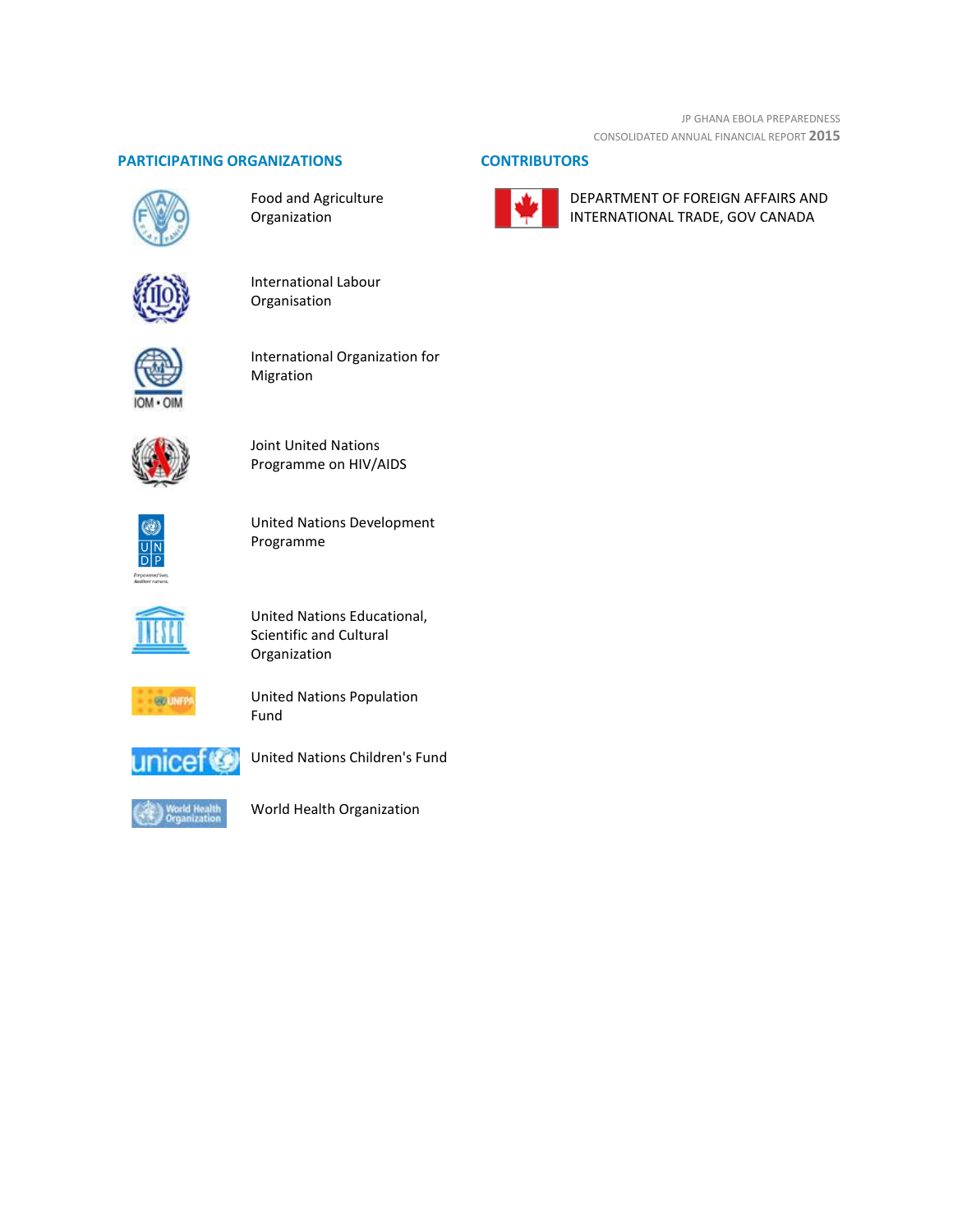## PARTICIPATING ORGANIZATIONS

- Food and Agriculture Organization
- International Labour Organisation
- International Organization for Migration
- Joint United Nations Programme on HIV/AIDS
- United Nations Development Programme
- United Nations Educational, Scientific and Cultural Organization
- United Nations Population Fund
- United Nations Children's Fund
- World Health Organization

## CONTRIBUTORS

- DEPARTMENT OF FOREIGN AFFAIRS AND INTERNATIONAL TRADE, GOV CANADA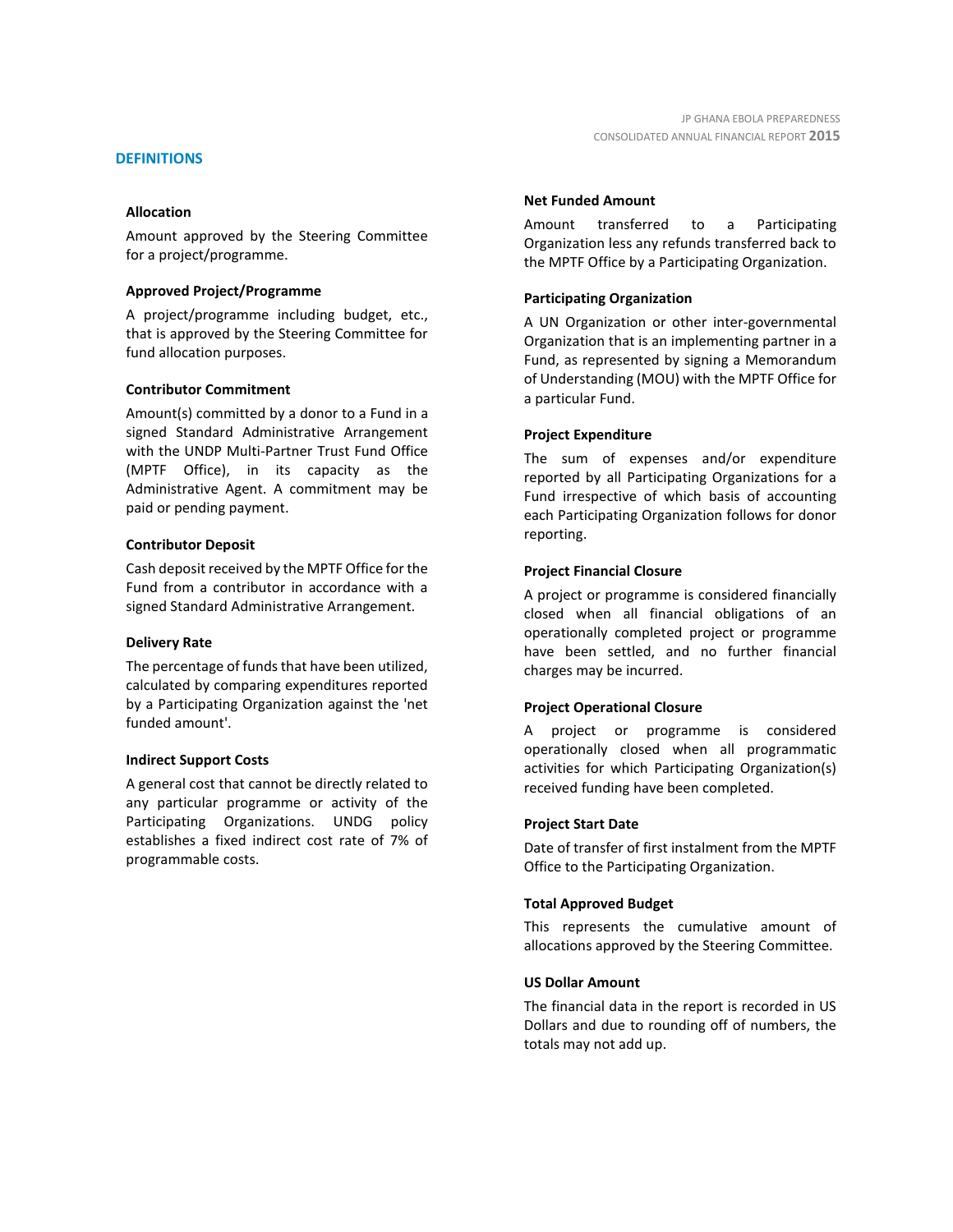## DEFINITIONS

### Allocation

Amount approved by the Steering Committee for a project/programme.

### Approved Project/Programme

A project/programme including budget, etc., that is approved by the Steering Committee for fund allocation purposes.

### Contributor Commitment

Amount(s) committed by a donor to a Fund in a signed Standard Administrative Arrangement with the UNDP Multi-Partner Trust Fund Office (MPTF Office), in its capacity as the Administrative Agent. A commitment may be paid or pending payment.

### Contributor Deposit

Cash deposit received by the MPTF Office for the Fund from a contributor in accordance with a signed Standard Administrative Arrangement.

### Delivery Rate

The percentage of funds that have been utilized, calculated by comparing expenditures reported by a Participating Organization against the 'net funded amount'.

### Indirect Support Costs

A general cost that cannot be directly related to any particular programme or activity of the Participating Organizations. UNDG policy establishes a fixed indirect cost rate of 7% of programmable costs.

### Net Funded Amount

Amount transferred to a Participating Organization less any refunds transferred back to the MPTF Office by a Participating Organization.

### Participating Organization

A UN Organization or other inter-governmental Organization that is an implementing partner in a Fund, as represented by signing a Memorandum of Understanding (MOU) with the MPTF Office for a particular Fund.

### Project Expenditure

The sum of expenses and/or expenditure reported by all Participating Organizations for a Fund irrespective of which basis of accounting each Participating Organization follows for donor reporting.

### Project Financial Closure

A project or programme is considered financially closed when all financial obligations of an operationally completed project or programme have been settled, and no further financial charges may be incurred.

### Project Operational Closure

A project or programme is considered operationally closed when all programmatic activities for which Participating Organization(s) received funding have been completed.

### Project Start Date

Date of transfer of first instalment from the MPTF Office to the Participating Organization.

### Total Approved Budget

This represents the cumulative amount of allocations approved by the Steering Committee.

### US Dollar Amount

The financial data in the report is recorded in US Dollars and due to rounding off of numbers, the totals may not add up.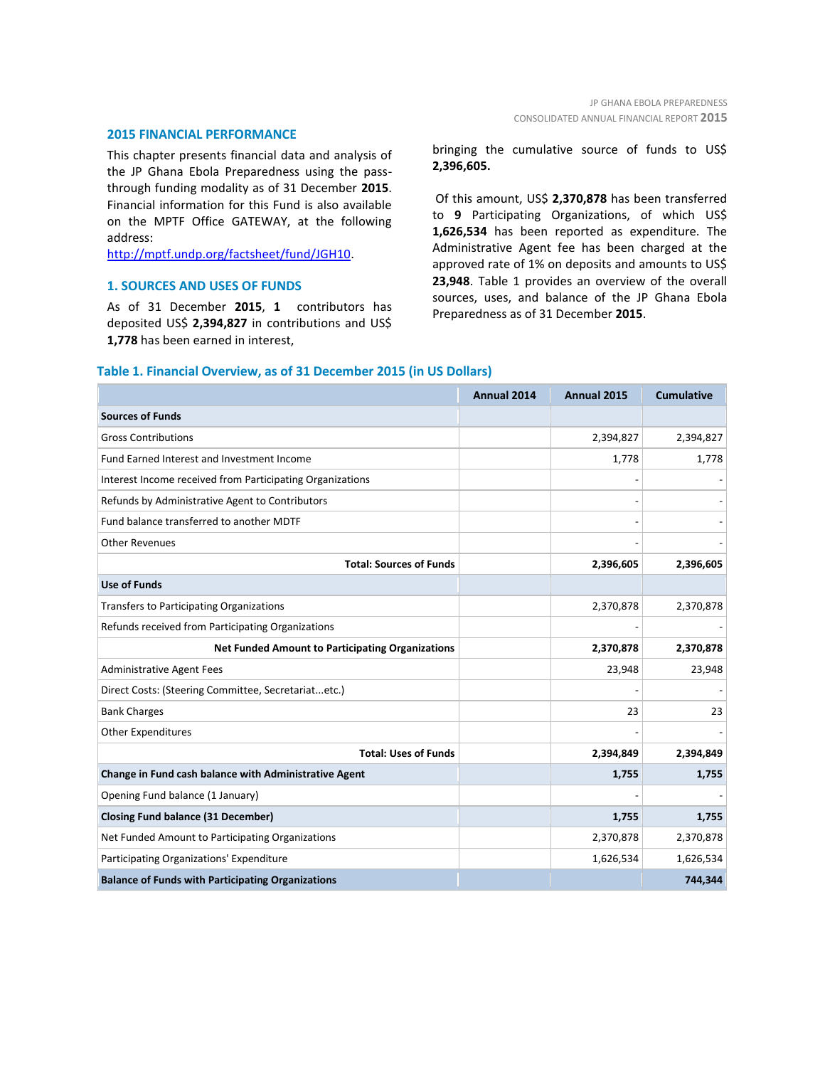## 2015 FINANCIAL PERFORMANCE

This chapter presents financial data and analysis of the JP Ghana Ebola Preparedness using the pass-through funding modality as of 31 December **2015**. Financial information for this Fund is also available on the MPTF Office GATEWAY, at the following address: http://mptf.undp.org/factsheet/fund/JGH10.

### 1. SOURCES AND USES OF FUNDS

As of 31 December **2015**, **1** contributors has deposited US$ **2,394,827** in contributions and US$ **1,778** has been earned in interest, bringing the cumulative source of funds to US$ **2,396,605.**

Of this amount, US$ **2,370,878** has been transferred to **9** Participating Organizations, of which US$ **1,626,534** has been reported as expenditure. The Administrative Agent fee has been charged at the approved rate of 1% on deposits and amounts to US$ **23,948**. Table 1 provides an overview of the overall sources, uses, and balance of the JP Ghana Ebola Preparedness as of 31 December **2015**.

**Table 1. Financial Overview, as of 31 December 2015 (in US Dollars)**

| | Annual 2014 | Annual 2015 | Cumulative |
|---|---|---|---|
| **Sources of Funds** | | | |
| Gross Contributions | | 2,394,827 | 2,394,827 |
| Fund Earned Interest and Investment Income | | 1,778 | 1,778 |
| Interest Income received from Participating Organizations | | - | - |
| Refunds by Administrative Agent to Contributors | | - | - |
| Fund balance transferred to another MDTF | | - | - |
| Other Revenues | | - | - |
| **Total: Sources of Funds** | | **2,396,605** | **2,396,605** |
| **Use of Funds** | | | |
| Transfers to Participating Organizations | | 2,370,878 | 2,370,878 |
| Refunds received from Participating Organizations | | - | - |
| **Net Funded Amount to Participating Organizations** | | **2,370,878** | **2,370,878** |
| Administrative Agent Fees | | 23,948 | 23,948 |
| Direct Costs: (Steering Committee, Secretariat...etc.) | | - | - |
| Bank Charges | | 23 | 23 |
| Other Expenditures | | - | - |
| **Total: Uses of Funds** | | **2,394,849** | **2,394,849** |
| **Change in Fund cash balance with Administrative Agent** | | **1,755** | **1,755** |
| Opening Fund balance (1 January) | | - | - |
| **Closing Fund balance (31 December)** | | **1,755** | **1,755** |
| Net Funded Amount to Participating Organizations | | 2,370,878 | 2,370,878 |
| Participating Organizations' Expenditure | | 1,626,534 | 1,626,534 |
| **Balance of Funds with Participating Organizations** | | | **744,344** |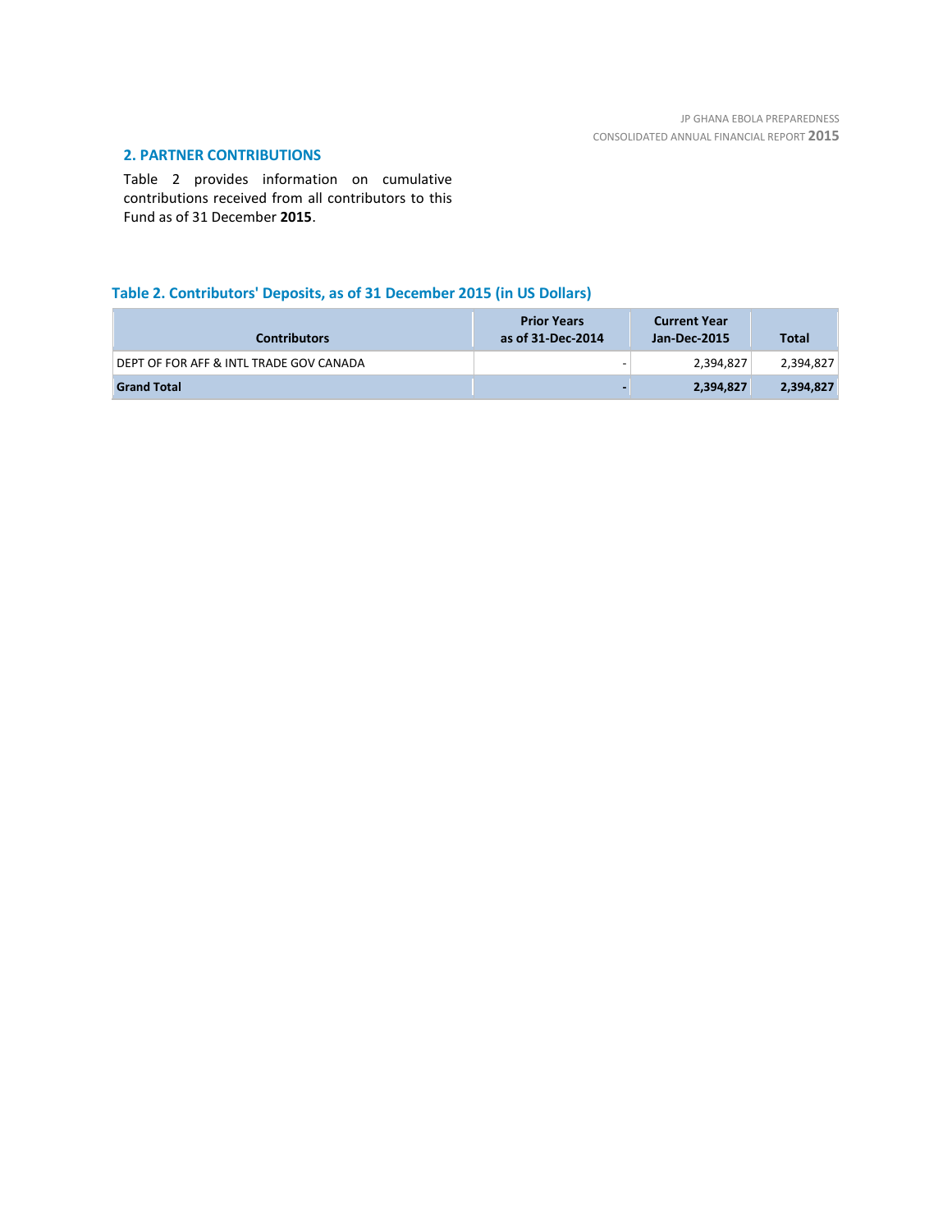## 2. PARTNER CONTRIBUTIONS

Table 2 provides information on cumulative contributions received from all contributors to this Fund as of 31 December **2015**.

### Table 2. Contributors' Deposits, as of 31 December 2015 (in US Dollars)

| Contributors | Prior Years as of 31-Dec-2014 | Current Year Jan-Dec-2015 | Total |
|---|---|---|---|
| DEPT OF FOR AFF & INTL TRADE GOV CANADA | - | 2,394,827 | 2,394,827 |
| **Grand Total** | **-** | **2,394,827** | **2,394,827** |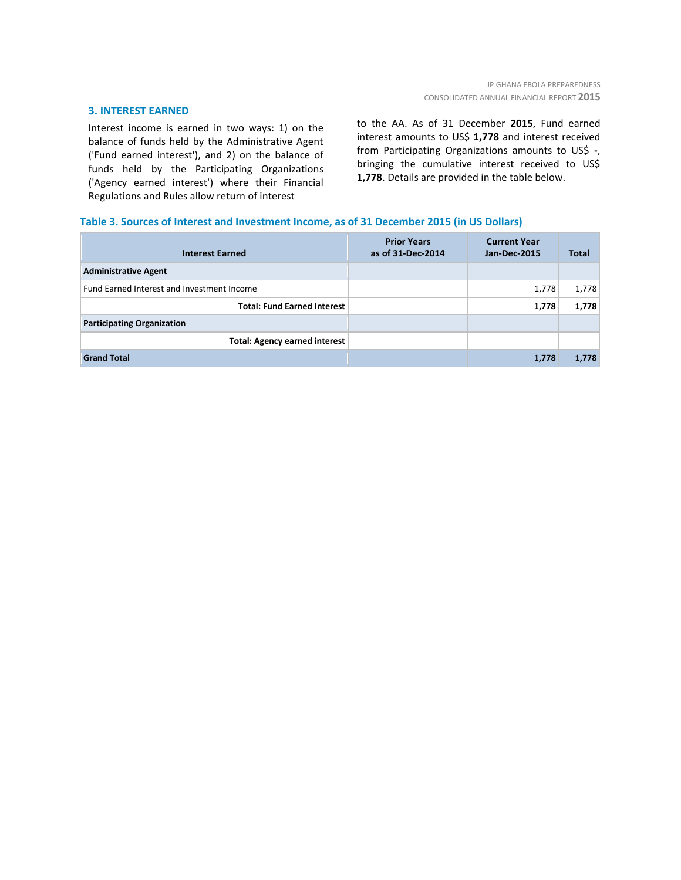## 3. INTEREST EARNED

Interest income is earned in two ways: 1) on the balance of funds held by the Administrative Agent ('Fund earned interest'), and 2) on the balance of funds held by the Participating Organizations ('Agency earned interest') where their Financial Regulations and Rules allow return of interest to the AA. As of 31 December **2015**, Fund earned interest amounts to US$ **1,778** and interest received from Participating Organizations amounts to US$ **-**, bringing the cumulative interest received to US$ **1,778**. Details are provided in the table below.

### Table 3. Sources of Interest and Investment Income, as of 31 December 2015 (in US Dollars)

| Interest Earned | Prior Years as of 31-Dec-2014 | Current Year Jan-Dec-2015 | Total |
|---|---|---|---|
| **Administrative Agent** | | | |
| Fund Earned Interest and Investment Income | | 1,778 | 1,778 |
| **Total: Fund Earned Interest** | | **1,778** | **1,778** |
| **Participating Organization** | | | |
| **Total: Agency earned interest** | | | |
| **Grand Total** | | **1,778** | **1,778** |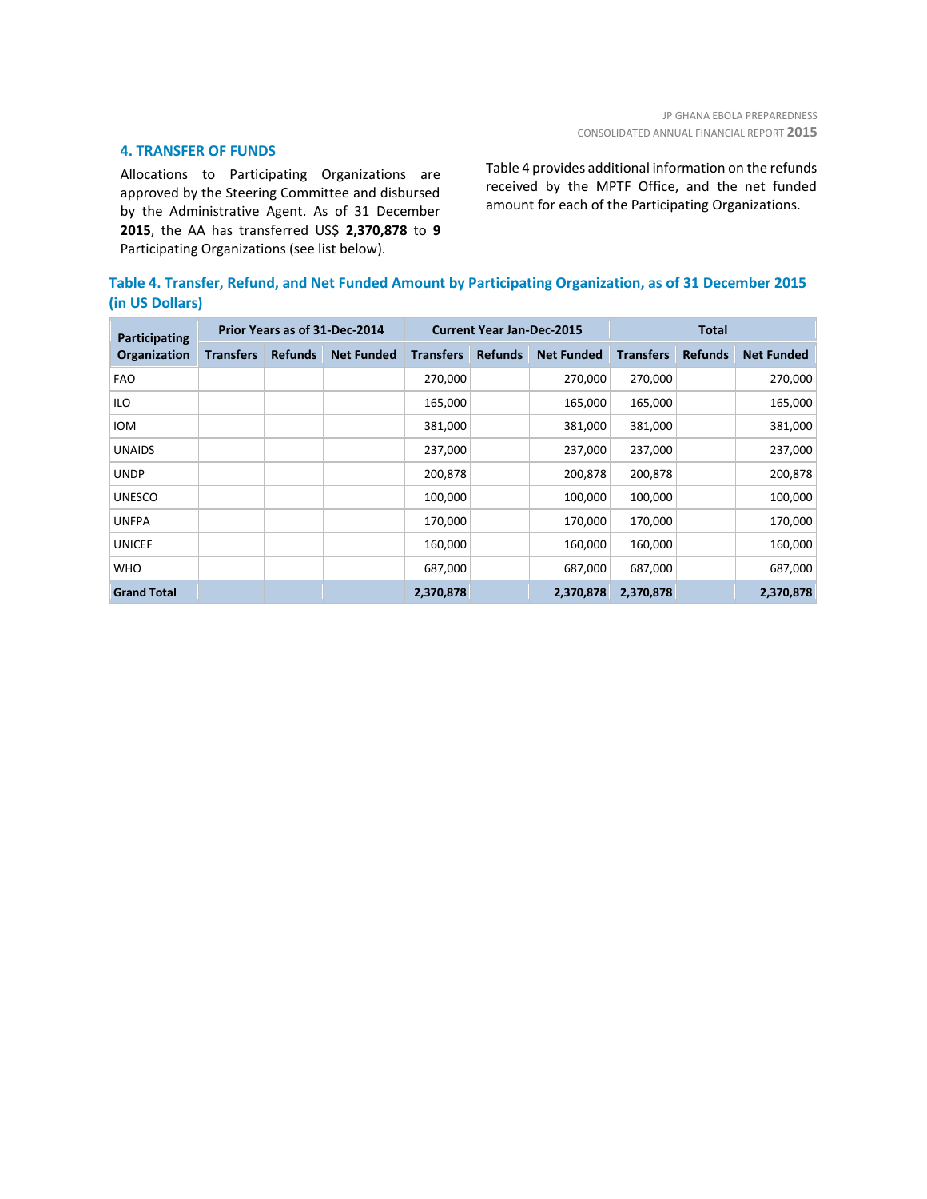## 4. TRANSFER OF FUNDS

Allocations to Participating Organizations are approved by the Steering Committee and disbursed by the Administrative Agent. As of 31 December **2015**, the AA has transferred US$ **2,370,878** to **9** Participating Organizations (see list below).

Table 4 provides additional information on the refunds received by the MPTF Office, and the net funded amount for each of the Participating Organizations.

**Table 4. Transfer, Refund, and Net Funded Amount by Participating Organization, as of 31 December 2015 (in US Dollars)**

| Participating Organization | Prior Years as of 31-Dec-2014 | | | Current Year Jan-Dec-2015 | | | Total | | |
|---|---|---|---|---|---|---|---|---|---|
| | Transfers | Refunds | Net Funded | Transfers | Refunds | Net Funded | Transfers | Refunds | Net Funded |
| FAO | | | | 270,000 | | 270,000 | 270,000 | | 270,000 |
| ILO | | | | 165,000 | | 165,000 | 165,000 | | 165,000 |
| IOM | | | | 381,000 | | 381,000 | 381,000 | | 381,000 |
| UNAIDS | | | | 237,000 | | 237,000 | 237,000 | | 237,000 |
| UNDP | | | | 200,878 | | 200,878 | 200,878 | | 200,878 |
| UNESCO | | | | 100,000 | | 100,000 | 100,000 | | 100,000 |
| UNFPA | | | | 170,000 | | 170,000 | 170,000 | | 170,000 |
| UNICEF | | | | 160,000 | | 160,000 | 160,000 | | 160,000 |
| WHO | | | | 687,000 | | 687,000 | 687,000 | | 687,000 |
| **Grand Total** | | | | **2,370,878** | | **2,370,878** | **2,370,878** | | **2,370,878** |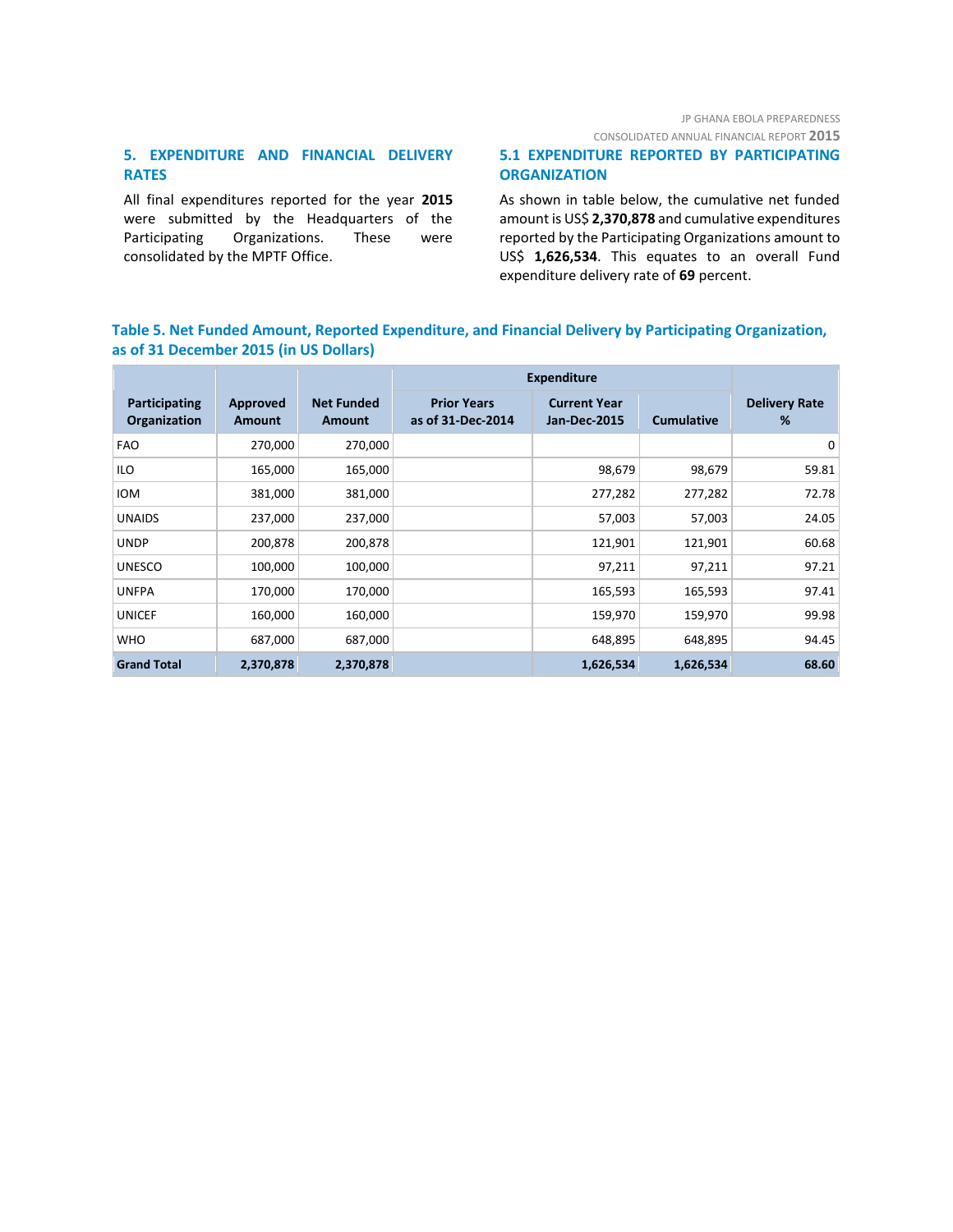## 5. EXPENDITURE AND FINANCIAL DELIVERY RATES

All final expenditures reported for the year **2015** were submitted by the Headquarters of the Participating Organizations. These were consolidated by the MPTF Office.

### 5.1 EXPENDITURE REPORTED BY PARTICIPATING ORGANIZATION

As shown in table below, the cumulative net funded amount is US$ **2,370,878** and cumulative expenditures reported by the Participating Organizations amount to US$ **1,626,534**. This equates to an overall Fund expenditure delivery rate of **69** percent.

**Table 5. Net Funded Amount, Reported Expenditure, and Financial Delivery by Participating Organization, as of 31 December 2015 (in US Dollars)**

| Participating Organization | Approved Amount | Net Funded Amount | Expenditure | | | Delivery Rate % |
|---|---|---|---|---|---|---|
| | | | Prior Years as of 31-Dec-2014 | Current Year Jan-Dec-2015 | Cumulative | |
| FAO | 270,000 | 270,000 | | | | 0 |
| ILO | 165,000 | 165,000 | | 98,679 | 98,679 | 59.81 |
| IOM | 381,000 | 381,000 | | 277,282 | 277,282 | 72.78 |
| UNAIDS | 237,000 | 237,000 | | 57,003 | 57,003 | 24.05 |
| UNDP | 200,878 | 200,878 | | 121,901 | 121,901 | 60.68 |
| UNESCO | 100,000 | 100,000 | | 97,211 | 97,211 | 97.21 |
| UNFPA | 170,000 | 170,000 | | 165,593 | 165,593 | 97.41 |
| UNICEF | 160,000 | 160,000 | | 159,970 | 159,970 | 99.98 |
| WHO | 687,000 | 687,000 | | 648,895 | 648,895 | 94.45 |
| **Grand Total** | **2,370,878** | **2,370,878** | | **1,626,534** | **1,626,534** | **68.60** |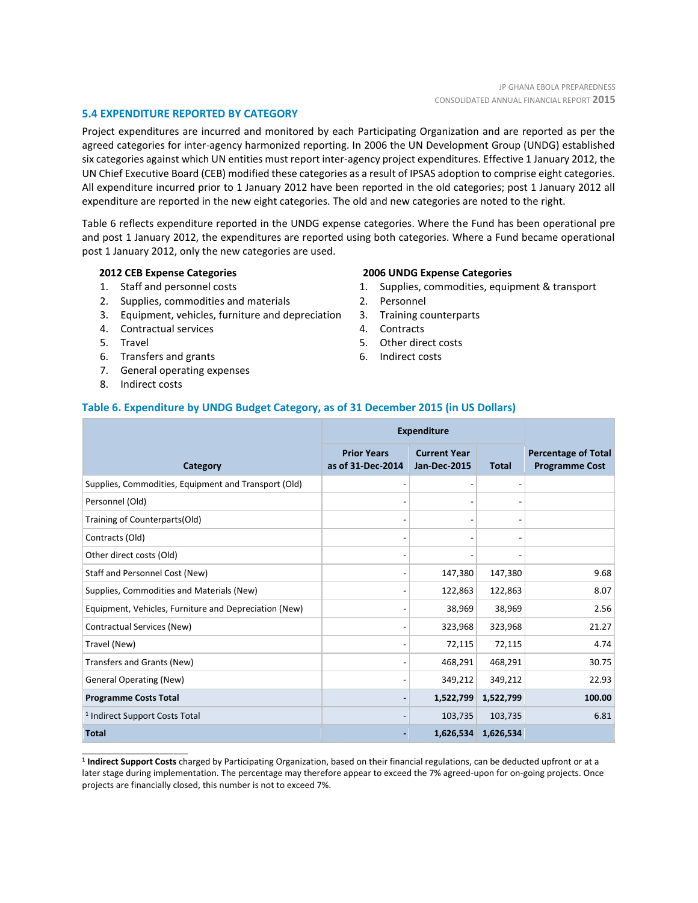## 5.4 EXPENDITURE REPORTED BY CATEGORY

Project expenditures are incurred and monitored by each Participating Organization and are reported as per the agreed categories for inter-agency harmonized reporting. In 2006 the UN Development Group (UNDG) established six categories against which UN entities must report inter-agency project expenditures. Effective 1 January 2012, the UN Chief Executive Board (CEB) modified these categories as a result of IPSAS adoption to comprise eight categories. All expenditure incurred prior to 1 January 2012 have been reported in the old categories; post 1 January 2012 all expenditure are reported in the new eight categories. The old and new categories are noted to the right.

Table 6 reflects expenditure reported in the UNDG expense categories. Where the Fund has been operational pre and post 1 January 2012, the expenditures are reported using both categories. Where a Fund became operational post 1 January 2012, only the new categories are used.

**2012 CEB Expense Categories**

1. Staff and personnel costs
2. Supplies, commodities and materials
3. Equipment, vehicles, furniture and depreciation
4. Contractual services
5. Travel
6. Transfers and grants
7. General operating expenses
8. Indirect costs

**2006 UNDG Expense Categories**

1. Supplies, commodities, equipment & transport
2. Personnel
3. Training counterparts
4. Contracts
5. Other direct costs
6. Indirect costs

### Table 6. Expenditure by UNDG Budget Category, as of 31 December 2015 (in US Dollars)

| Category | Expenditure | | | Percentage of Total Programme Cost |
|---|---|---|---|---|
| | Prior Years as of 31-Dec-2014 | Current Year Jan-Dec-2015 | Total | |
| Supplies, Commodities, Equipment and Transport (Old) | - | - | - | |
| Personnel (Old) | - | - | - | |
| Training of Counterparts(Old) | - | - | - | |
| Contracts (Old) | - | - | - | |
| Other direct costs (Old) | - | - | - | |
| Staff and Personnel Cost (New) | - | 147,380 | 147,380 | 9.68 |
| Supplies, Commodities and Materials (New) | - | 122,863 | 122,863 | 8.07 |
| Equipment, Vehicles, Furniture and Depreciation (New) | - | 38,969 | 38,969 | 2.56 |
| Contractual Services (New) | - | 323,968 | 323,968 | 21.27 |
| Travel (New) | - | 72,115 | 72,115 | 4.74 |
| Transfers and Grants (New) | - | 468,291 | 468,291 | 30.75 |
| General Operating (New) | - | 349,212 | 349,212 | 22.93 |
| **Programme Costs Total** | **-** | **1,522,799** | **1,522,799** | **100.00** |
| [1] Indirect Support Costs Total | - | 103,735 | 103,735 | 6.81 |
| **Total** | **-** | **1,626,534** | **1,626,534** | |

[1] **Indirect Support Costs** charged by Participating Organization, based on their financial regulations, can be deducted upfront or at a later stage during implementation. The percentage may therefore appear to exceed the 7% agreed-upon for on-going projects. Once projects are financially closed, this number is not to exceed 7%.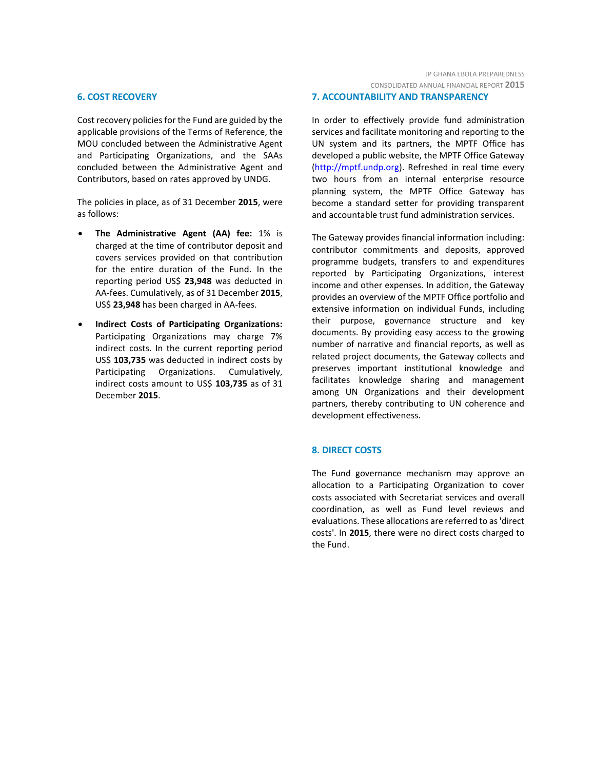## 6. COST RECOVERY

Cost recovery policies for the Fund are guided by the applicable provisions of the Terms of Reference, the MOU concluded between the Administrative Agent and Participating Organizations, and the SAAs concluded between the Administrative Agent and Contributors, based on rates approved by UNDG.

The policies in place, as of 31 December **2015**, were as follows:

- **The Administrative Agent (AA) fee:** 1% is charged at the time of contributor deposit and covers services provided on that contribution for the entire duration of the Fund. In the reporting period US$ **23,948** was deducted in AA-fees. Cumulatively, as of 31 December **2015**, US$ **23,948** has been charged in AA-fees.
- **Indirect Costs of Participating Organizations:** Participating Organizations may charge 7% indirect costs. In the current reporting period US$ **103,735** was deducted in indirect costs by Participating Organizations. Cumulatively, indirect costs amount to US$ **103,735** as of 31 December **2015**.

## 7. ACCOUNTABILITY AND TRANSPARENCY

In order to effectively provide fund administration services and facilitate monitoring and reporting to the UN system and its partners, the MPTF Office has developed a public website, the MPTF Office Gateway (http://mptf.undp.org). Refreshed in real time every two hours from an internal enterprise resource planning system, the MPTF Office Gateway has become a standard setter for providing transparent and accountable trust fund administration services.

The Gateway provides financial information including: contributor commitments and deposits, approved programme budgets, transfers to and expenditures reported by Participating Organizations, interest income and other expenses. In addition, the Gateway provides an overview of the MPTF Office portfolio and extensive information on individual Funds, including their purpose, governance structure and key documents. By providing easy access to the growing number of narrative and financial reports, as well as related project documents, the Gateway collects and preserves important institutional knowledge and facilitates knowledge sharing and management among UN Organizations and their development partners, thereby contributing to UN coherence and development effectiveness.

## 8. DIRECT COSTS

The Fund governance mechanism may approve an allocation to a Participating Organization to cover costs associated with Secretariat services and overall coordination, as well as Fund level reviews and evaluations. These allocations are referred to as 'direct costs'. In **2015**, there were no direct costs charged to the Fund.